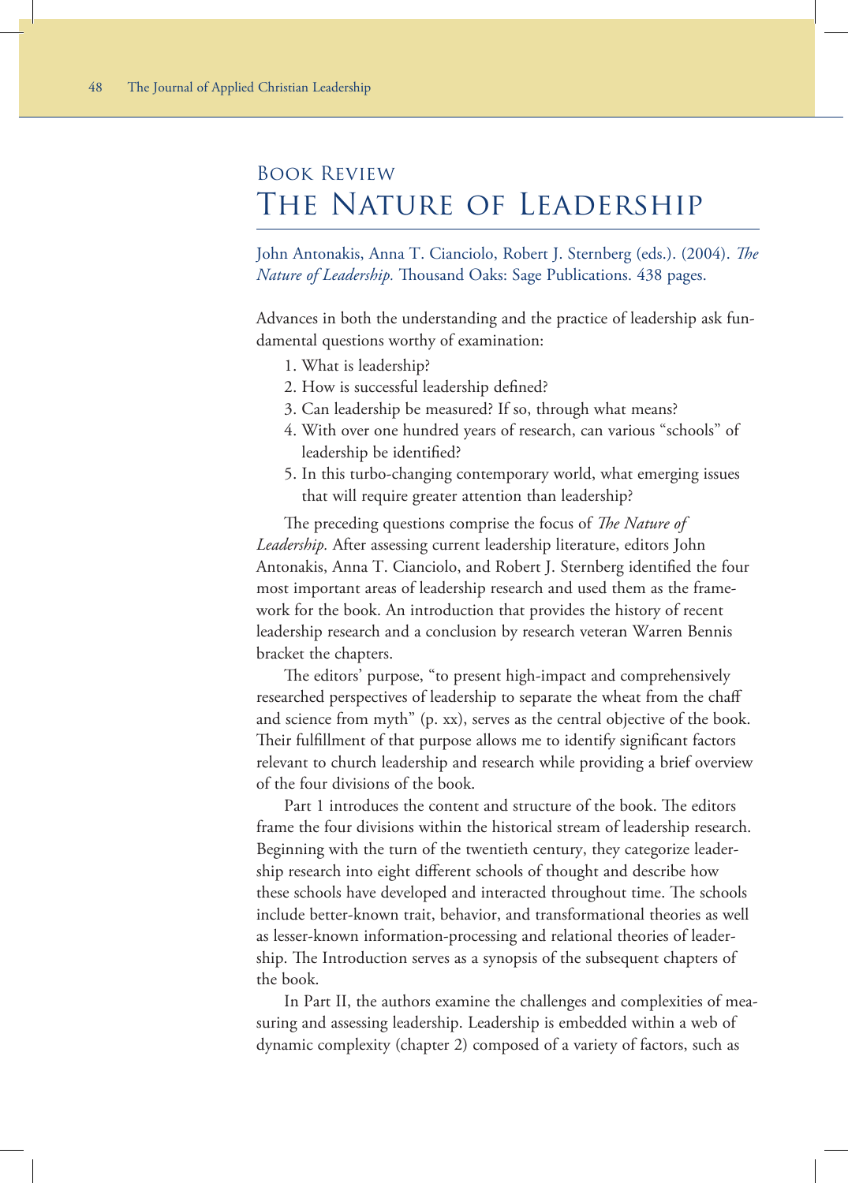## Book Review

# The Nature of Leadership

John Antonakis, Anna T. Cianciolo, Robert J. Sternberg (eds.). (2004). *The Nature of Leadership.* Thousand Oaks: Sage Publications. 438 pages.

Advances in both the understanding and the practice of leadership ask fundamental questions worthy of examination:

1. What is leadership?
2. How is successful leadership defined?
3. Can leadership be measured? If so, through what means?
4. With over one hundred years of research, can various "schools" of leadership be identified?
5. In this turbo-changing contemporary world, what emerging issues that will require greater attention than leadership?

The preceding questions comprise the focus of *The Nature of Leadership.* After assessing current leadership literature, editors John Antonakis, Anna T. Cianciolo, and Robert J. Sternberg identified the four most important areas of leadership research and used them as the framework for the book. An introduction that provides the history of recent leadership research and a conclusion by research veteran Warren Bennis bracket the chapters.

The editors' purpose, "to present high-impact and comprehensively researched perspectives of leadership to separate the wheat from the chaff and science from myth" (p. xx), serves as the central objective of the book. Their fulfillment of that purpose allows me to identify significant factors relevant to church leadership and research while providing a brief overview of the four divisions of the book.

Part 1 introduces the content and structure of the book. The editors frame the four divisions within the historical stream of leadership research. Beginning with the turn of the twentieth century, they categorize leadership research into eight different schools of thought and describe how these schools have developed and interacted throughout time. The schools include better-known trait, behavior, and transformational theories as well as lesser-known information-processing and relational theories of leadership. The Introduction serves as a synopsis of the subsequent chapters of the book.

In Part II, the authors examine the challenges and complexities of measuring and assessing leadership. Leadership is embedded within a web of dynamic complexity (chapter 2) composed of a variety of factors, such as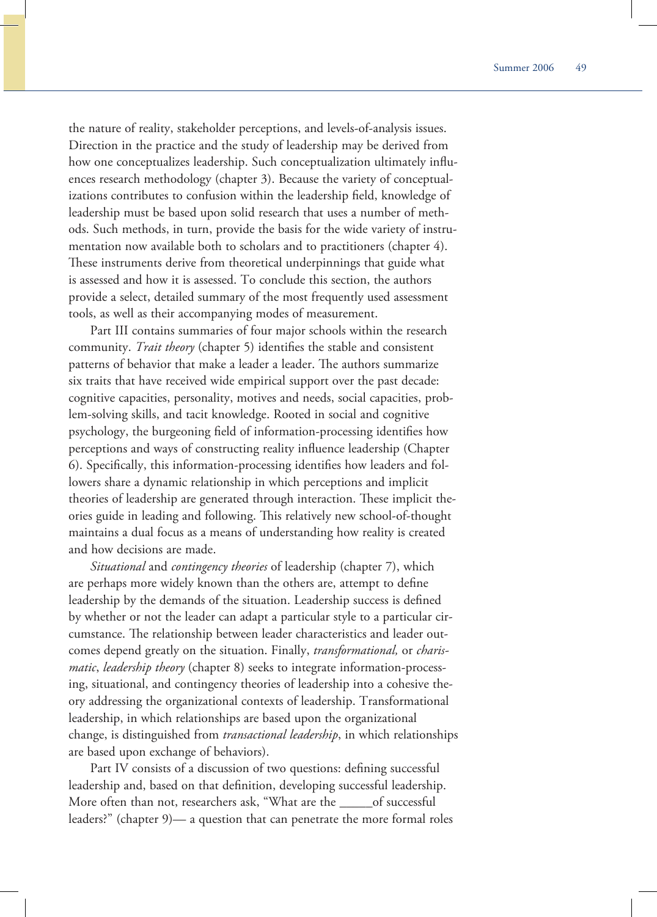the nature of reality, stakeholder perceptions, and levels-of-analysis issues. Direction in the practice and the study of leadership may be derived from how one conceptualizes leadership. Such conceptualization ultimately influences research methodology (chapter 3). Because the variety of conceptualizations contributes to confusion within the leadership field, knowledge of leadership must be based upon solid research that uses a number of methods. Such methods, in turn, provide the basis for the wide variety of instrumentation now available both to scholars and to practitioners (chapter 4). These instruments derive from theoretical underpinnings that guide what is assessed and how it is assessed. To conclude this section, the authors provide a select, detailed summary of the most frequently used assessment tools, as well as their accompanying modes of measurement.

Part III contains summaries of four major schools within the research community. *Trait theory* (chapter 5) identifies the stable and consistent patterns of behavior that make a leader a leader. The authors summarize six traits that have received wide empirical support over the past decade: cognitive capacities, personality, motives and needs, social capacities, problem-solving skills, and tacit knowledge. Rooted in social and cognitive psychology, the burgeoning field of information-processing identifies how perceptions and ways of constructing reality influence leadership (Chapter 6). Specifically, this information-processing identifies how leaders and followers share a dynamic relationship in which perceptions and implicit theories of leadership are generated through interaction. These implicit theories guide in leading and following. This relatively new school-of-thought maintains a dual focus as a means of understanding how reality is created and how decisions are made.

*Situational* and *contingency theories* of leadership (chapter 7), which are perhaps more widely known than the others are, attempt to define leadership by the demands of the situation. Leadership success is defined by whether or not the leader can adapt a particular style to a particular circumstance. The relationship between leader characteristics and leader outcomes depend greatly on the situation. Finally, *transformational,* or *charismatic*, *leadership theory* (chapter 8) seeks to integrate information-processing, situational, and contingency theories of leadership into a cohesive theory addressing the organizational contexts of leadership. Transformational leadership, in which relationships are based upon the organizational change, is distinguished from *transactional leadership*, in which relationships are based upon exchange of behaviors).

Part IV consists of a discussion of two questions: defining successful leadership and, based on that definition, developing successful leadership. More often than not, researchers ask, "What are the _____of successful leaders?" (chapter 9)— a question that can penetrate the more formal roles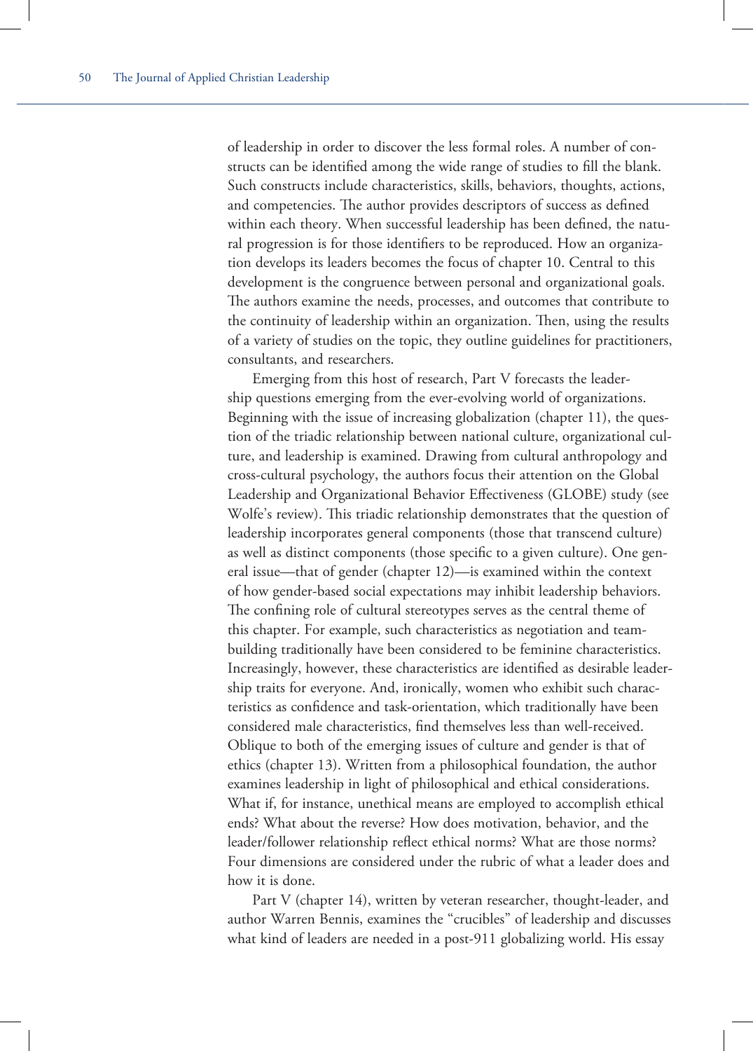of leadership in order to discover the less formal roles. A number of constructs can be identified among the wide range of studies to fill the blank. Such constructs include characteristics, skills, behaviors, thoughts, actions, and competencies. The author provides descriptors of success as defined within each theory. When successful leadership has been defined, the natural progression is for those identifiers to be reproduced. How an organization develops its leaders becomes the focus of chapter 10. Central to this development is the congruence between personal and organizational goals. The authors examine the needs, processes, and outcomes that contribute to the continuity of leadership within an organization. Then, using the results of a variety of studies on the topic, they outline guidelines for practitioners, consultants, and researchers.

Emerging from this host of research, Part V forecasts the leadership questions emerging from the ever-evolving world of organizations. Beginning with the issue of increasing globalization (chapter 11), the question of the triadic relationship between national culture, organizational culture, and leadership is examined. Drawing from cultural anthropology and cross-cultural psychology, the authors focus their attention on the Global Leadership and Organizational Behavior Effectiveness (GLOBE) study (see Wolfe's review). This triadic relationship demonstrates that the question of leadership incorporates general components (those that transcend culture) as well as distinct components (those specific to a given culture). One general issue—that of gender (chapter 12)—is examined within the context of how gender-based social expectations may inhibit leadership behaviors. The confining role of cultural stereotypes serves as the central theme of this chapter. For example, such characteristics as negotiation and team-building traditionally have been considered to be feminine characteristics. Increasingly, however, these characteristics are identified as desirable leadership traits for everyone. And, ironically, women who exhibit such characteristics as confidence and task-orientation, which traditionally have been considered male characteristics, find themselves less than well-received. Oblique to both of the emerging issues of culture and gender is that of ethics (chapter 13). Written from a philosophical foundation, the author examines leadership in light of philosophical and ethical considerations. What if, for instance, unethical means are employed to accomplish ethical ends? What about the reverse? How does motivation, behavior, and the leader/follower relationship reflect ethical norms? What are those norms? Four dimensions are considered under the rubric of what a leader does and how it is done.

Part V (chapter 14), written by veteran researcher, thought-leader, and author Warren Bennis, examines the "crucibles" of leadership and discusses what kind of leaders are needed in a post-911 globalizing world. His essay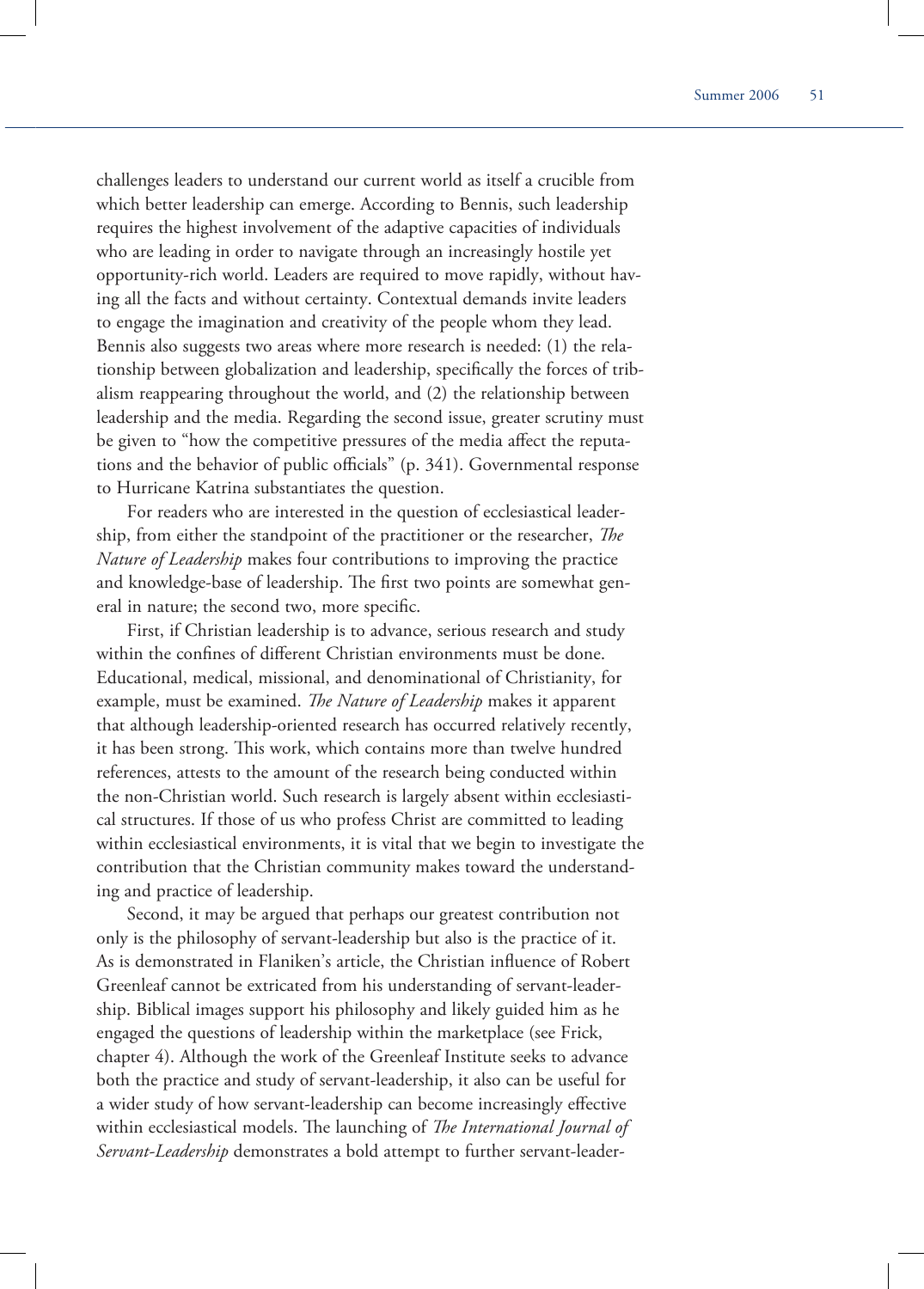challenges leaders to understand our current world as itself a crucible from which better leadership can emerge. According to Bennis, such leadership requires the highest involvement of the adaptive capacities of individuals who are leading in order to navigate through an increasingly hostile yet opportunity-rich world. Leaders are required to move rapidly, without having all the facts and without certainty. Contextual demands invite leaders to engage the imagination and creativity of the people whom they lead. Bennis also suggests two areas where more research is needed: (1) the relationship between globalization and leadership, specifically the forces of tribalism reappearing throughout the world, and (2) the relationship between leadership and the media. Regarding the second issue, greater scrutiny must be given to "how the competitive pressures of the media affect the reputations and the behavior of public officials" (p. 341). Governmental response to Hurricane Katrina substantiates the question.

For readers who are interested in the question of ecclesiastical leadership, from either the standpoint of the practitioner or the researcher, *The Nature of Leadership* makes four contributions to improving the practice and knowledge-base of leadership. The first two points are somewhat general in nature; the second two, more specific.

First, if Christian leadership is to advance, serious research and study within the confines of different Christian environments must be done. Educational, medical, missional, and denominational of Christianity, for example, must be examined. *The Nature of Leadership* makes it apparent that although leadership-oriented research has occurred relatively recently, it has been strong. This work, which contains more than twelve hundred references, attests to the amount of the research being conducted within the non-Christian world. Such research is largely absent within ecclesiastical structures. If those of us who profess Christ are committed to leading within ecclesiastical environments, it is vital that we begin to investigate the contribution that the Christian community makes toward the understanding and practice of leadership.

Second, it may be argued that perhaps our greatest contribution not only is the philosophy of servant-leadership but also is the practice of it. As is demonstrated in Flaniken's article, the Christian influence of Robert Greenleaf cannot be extricated from his understanding of servant-leadership. Biblical images support his philosophy and likely guided him as he engaged the questions of leadership within the marketplace (see Frick, chapter 4). Although the work of the Greenleaf Institute seeks to advance both the practice and study of servant-leadership, it also can be useful for a wider study of how servant-leadership can become increasingly effective within ecclesiastical models. The launching of *The International Journal of Servant-Leadership* demonstrates a bold attempt to further servant-leader-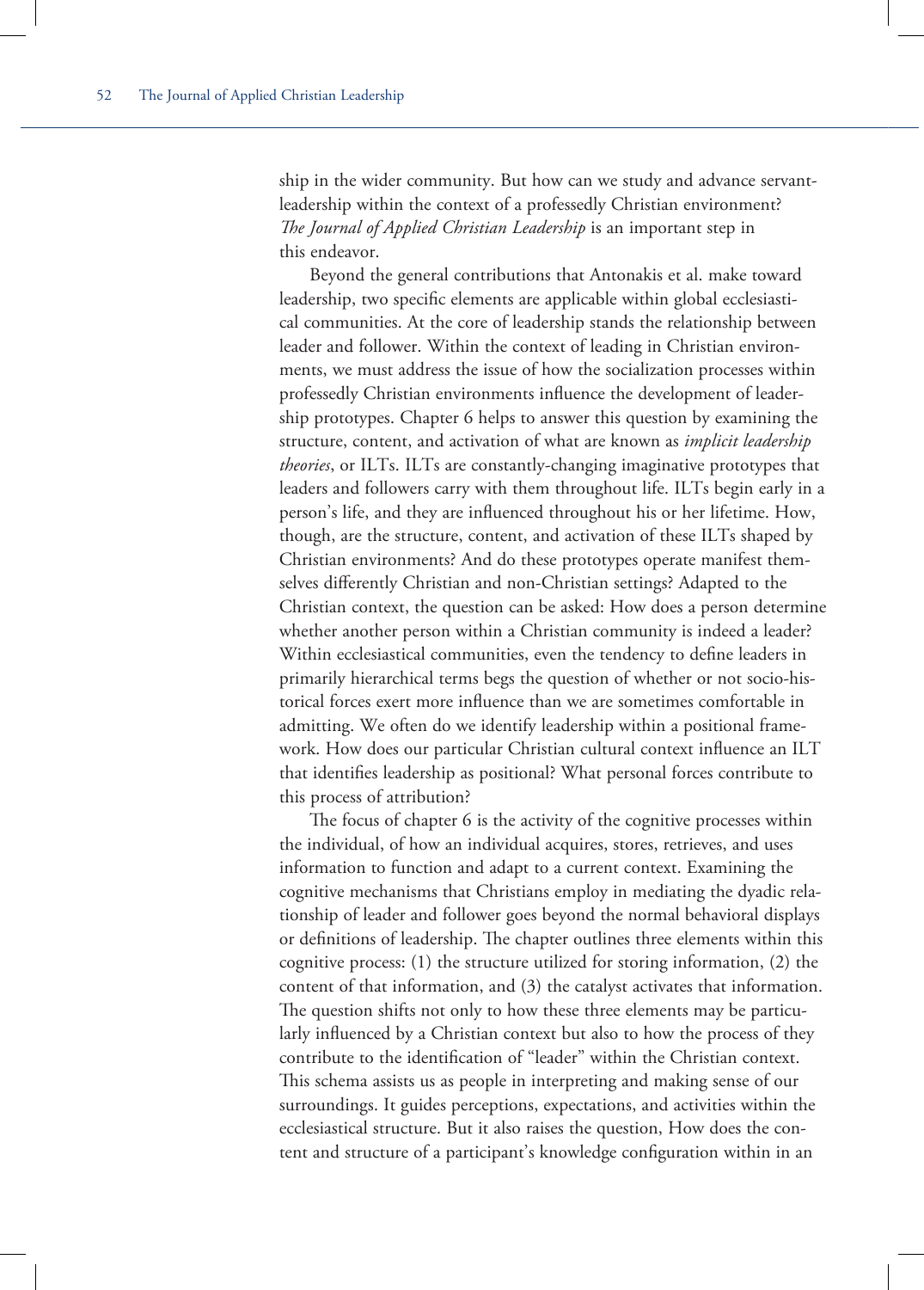ship in the wider community. But how can we study and advance servant-leadership within the context of a professedly Christian environment? *The Journal of Applied Christian Leadership* is an important step in this endeavor.

Beyond the general contributions that Antonakis et al. make toward leadership, two specific elements are applicable within global ecclesiastical communities. At the core of leadership stands the relationship between leader and follower. Within the context of leading in Christian environments, we must address the issue of how the socialization processes within professedly Christian environments influence the development of leadership prototypes. Chapter 6 helps to answer this question by examining the structure, content, and activation of what are known as *implicit leadership theories*, or ILTs. ILTs are constantly-changing imaginative prototypes that leaders and followers carry with them throughout life. ILTs begin early in a person's life, and they are influenced throughout his or her lifetime. How, though, are the structure, content, and activation of these ILTs shaped by Christian environments? And do these prototypes operate manifest themselves differently Christian and non-Christian settings? Adapted to the Christian context, the question can be asked: How does a person determine whether another person within a Christian community is indeed a leader? Within ecclesiastical communities, even the tendency to define leaders in primarily hierarchical terms begs the question of whether or not socio-historical forces exert more influence than we are sometimes comfortable in admitting. We often do we identify leadership within a positional framework. How does our particular Christian cultural context influence an ILT that identifies leadership as positional? What personal forces contribute to this process of attribution?

The focus of chapter 6 is the activity of the cognitive processes within the individual, of how an individual acquires, stores, retrieves, and uses information to function and adapt to a current context. Examining the cognitive mechanisms that Christians employ in mediating the dyadic relationship of leader and follower goes beyond the normal behavioral displays or definitions of leadership. The chapter outlines three elements within this cognitive process: (1) the structure utilized for storing information, (2) the content of that information, and (3) the catalyst activates that information. The question shifts not only to how these three elements may be particularly influenced by a Christian context but also to how the process of they contribute to the identification of "leader" within the Christian context. This schema assists us as people in interpreting and making sense of our surroundings. It guides perceptions, expectations, and activities within the ecclesiastical structure. But it also raises the question, How does the content and structure of a participant's knowledge configuration within in an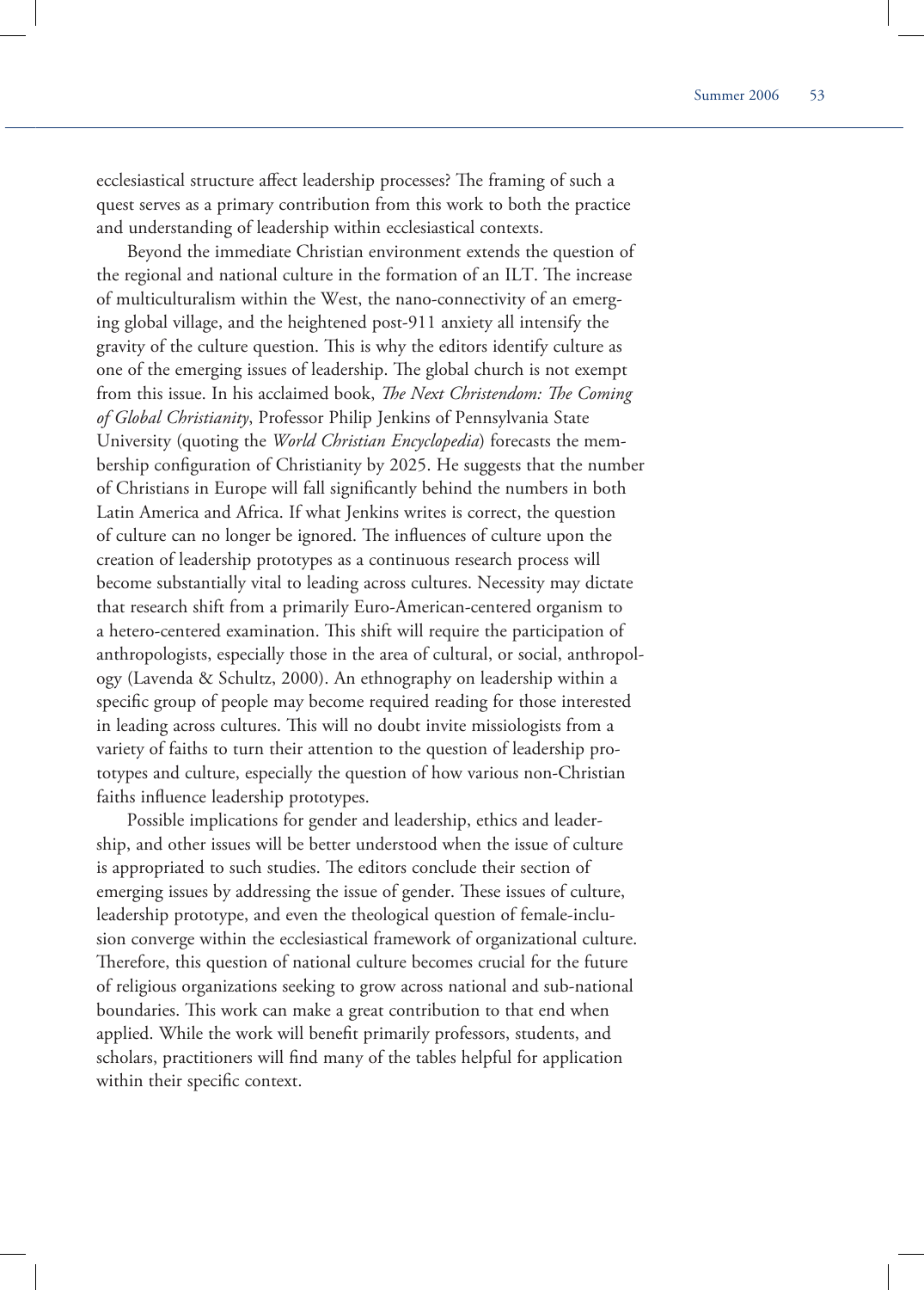ecclesiastical structure affect leadership processes? The framing of such a quest serves as a primary contribution from this work to both the practice and understanding of leadership within ecclesiastical contexts.

Beyond the immediate Christian environment extends the question of the regional and national culture in the formation of an ILT. The increase of multiculturalism within the West, the nano-connectivity of an emerging global village, and the heightened post-911 anxiety all intensify the gravity of the culture question. This is why the editors identify culture as one of the emerging issues of leadership. The global church is not exempt from this issue. In his acclaimed book, *The Next Christendom: The Coming of Global Christianity*, Professor Philip Jenkins of Pennsylvania State University (quoting the *World Christian Encyclopedia*) forecasts the membership configuration of Christianity by 2025. He suggests that the number of Christians in Europe will fall significantly behind the numbers in both Latin America and Africa. If what Jenkins writes is correct, the question of culture can no longer be ignored. The influences of culture upon the creation of leadership prototypes as a continuous research process will become substantially vital to leading across cultures. Necessity may dictate that research shift from a primarily Euro-American-centered organism to a hetero-centered examination. This shift will require the participation of anthropologists, especially those in the area of cultural, or social, anthropology (Lavenda & Schultz, 2000). An ethnography on leadership within a specific group of people may become required reading for those interested in leading across cultures. This will no doubt invite missiologists from a variety of faiths to turn their attention to the question of leadership prototypes and culture, especially the question of how various non-Christian faiths influence leadership prototypes.

Possible implications for gender and leadership, ethics and leadership, and other issues will be better understood when the issue of culture is appropriated to such studies. The editors conclude their section of emerging issues by addressing the issue of gender. These issues of culture, leadership prototype, and even the theological question of female-inclusion converge within the ecclesiastical framework of organizational culture. Therefore, this question of national culture becomes crucial for the future of religious organizations seeking to grow across national and sub-national boundaries. This work can make a great contribution to that end when applied. While the work will benefit primarily professors, students, and scholars, practitioners will find many of the tables helpful for application within their specific context.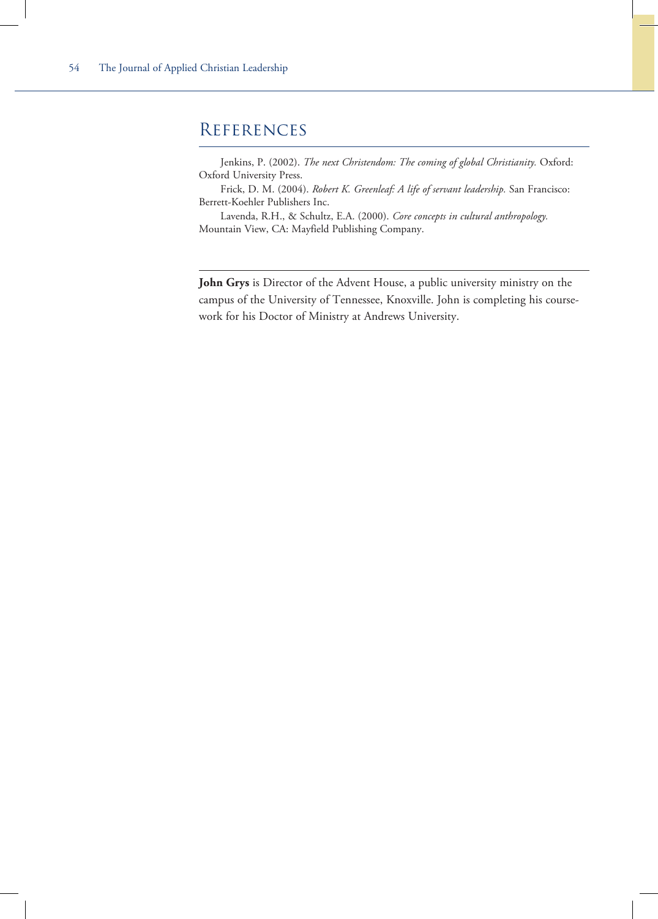## References

Jenkins, P. (2002). *The next Christendom: The coming of global Christianity.* Oxford: Oxford University Press.

Frick, D. M. (2004). *Robert K. Greenleaf: A life of servant leadership.* San Francisco: Berrett-Koehler Publishers Inc.

Lavenda, R.H., & Schultz, E.A. (2000). *Core concepts in cultural anthropology.* Mountain View, CA: Mayfield Publishing Company.

---

**John Grys** is Director of the Advent House, a public university ministry on the campus of the University of Tennessee, Knoxville. John is completing his course-work for his Doctor of Ministry at Andrews University.